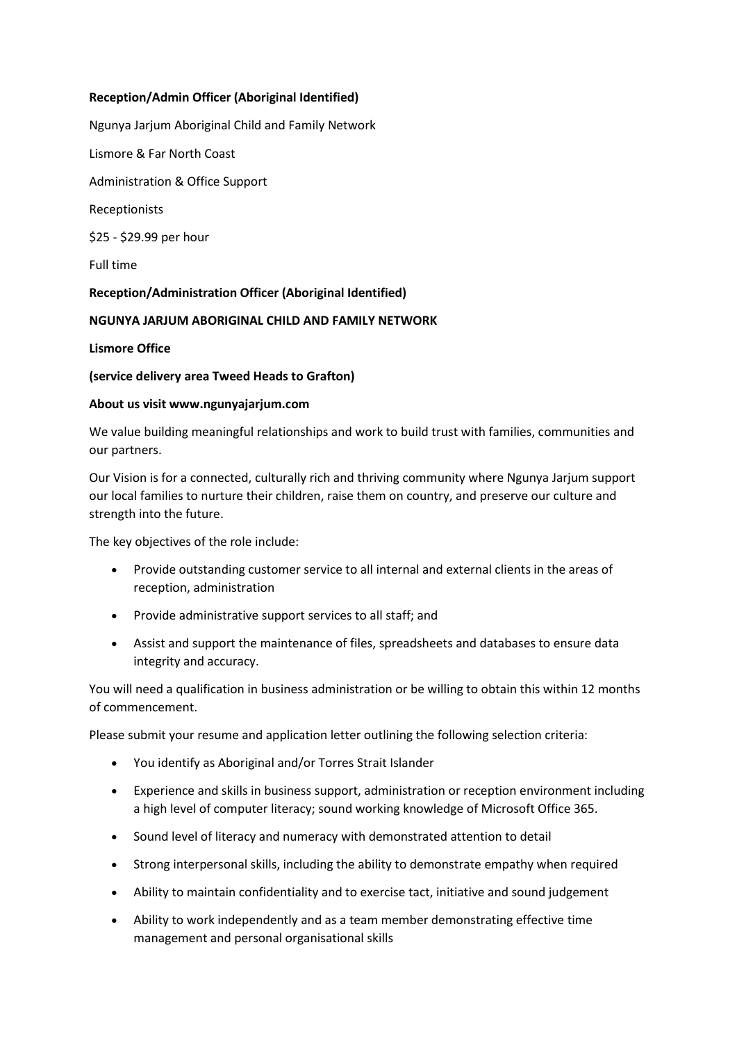**Reception/Admin Officer (Aboriginal Identified)**

Ngunya Jarjum Aboriginal Child and Family Network

Lismore & Far North Coast

Administration & Office Support

Receptionists

$25 - $29.99 per hour

Full time

**Reception/Administration Officer (Aboriginal Identified)**

**NGUNYA JARJUM ABORIGINAL CHILD AND FAMILY NETWORK**

**Lismore Office**

**(service delivery area Tweed Heads to Grafton)**

**About us visit www.ngunyajarjum.com**

We value building meaningful relationships and work to build trust with families, communities and our partners.

Our Vision is for a connected, culturally rich and thriving community where Ngunya Jarjum support our local families to nurture their children, raise them on country, and preserve our culture and strength into the future.

The key objectives of the role include:

- Provide outstanding customer service to all internal and external clients in the areas of reception, administration
- Provide administrative support services to all staff; and
- Assist and support the maintenance of files, spreadsheets and databases to ensure data integrity and accuracy.

You will need a qualification in business administration or be willing to obtain this within 12 months of commencement.

Please submit your resume and application letter outlining the following selection criteria:

- You identify as Aboriginal and/or Torres Strait Islander
- Experience and skills in business support, administration or reception environment including a high level of computer literacy; sound working knowledge of Microsoft Office 365.
- Sound level of literacy and numeracy with demonstrated attention to detail
- Strong interpersonal skills, including the ability to demonstrate empathy when required
- Ability to maintain confidentiality and to exercise tact, initiative and sound judgement
- Ability to work independently and as a team member demonstrating effective time management and personal organisational skills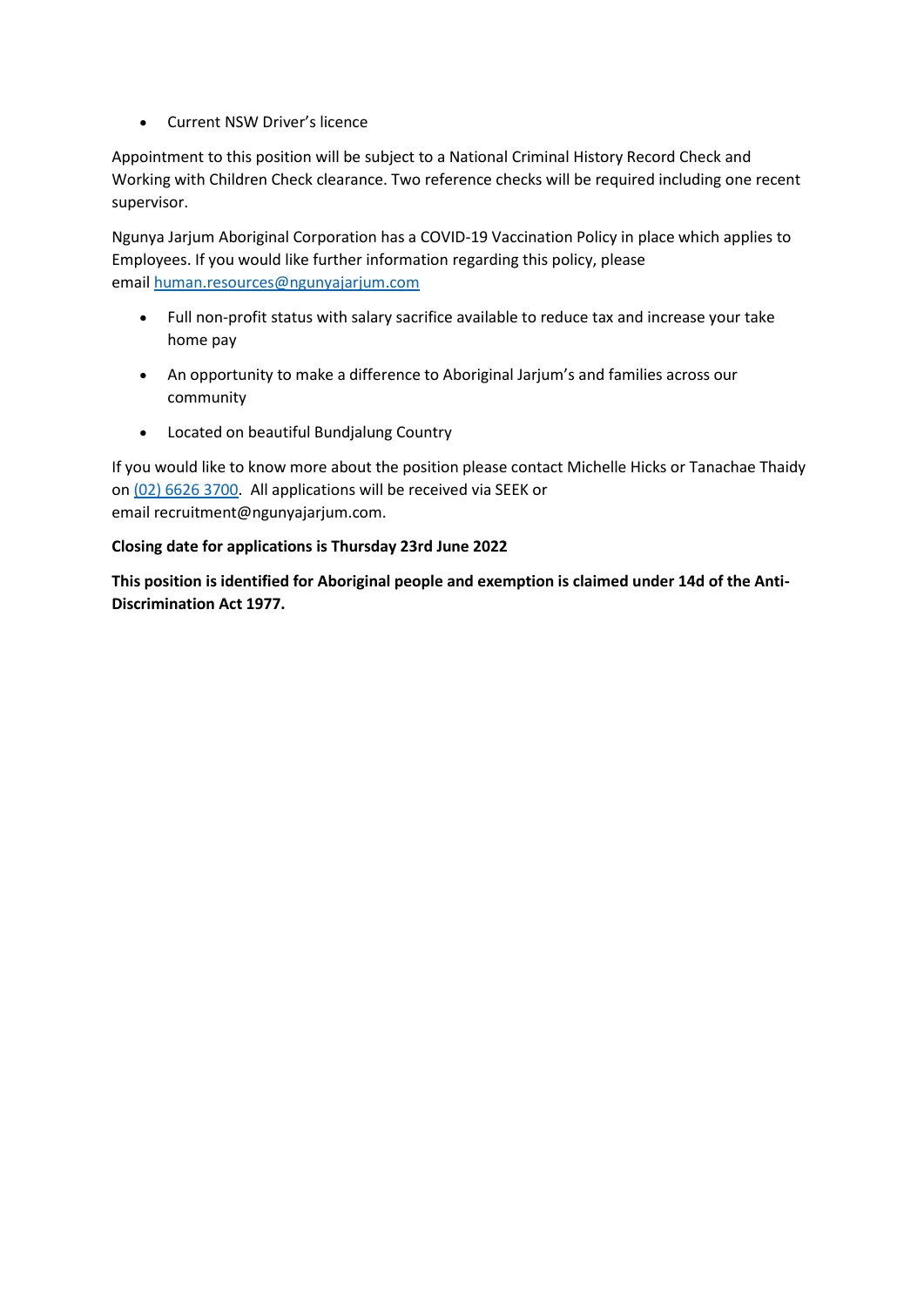- Current NSW Driver's licence

Appointment to this position will be subject to a National Criminal History Record Check and Working with Children Check clearance. Two reference checks will be required including one recent supervisor.

Ngunya Jarjum Aboriginal Corporation has a COVID-19 Vaccination Policy in place which applies to Employees. If you would like further information regarding this policy, please email human.resources@ngunyajarjum.com

- Full non-profit status with salary sacrifice available to reduce tax and increase your take home pay
- An opportunity to make a difference to Aboriginal Jarjum's and families across our community
- Located on beautiful Bundjalung Country

If you would like to know more about the position please contact Michelle Hicks or Tanachae Thaidy on (02) 6626 3700. All applications will be received via SEEK or email recruitment@ngunyajarjum.com.

**Closing date for applications is Thursday 23rd June 2022**

**This position is identified for Aboriginal people and exemption is claimed under 14d of the Anti-Discrimination Act 1977.**